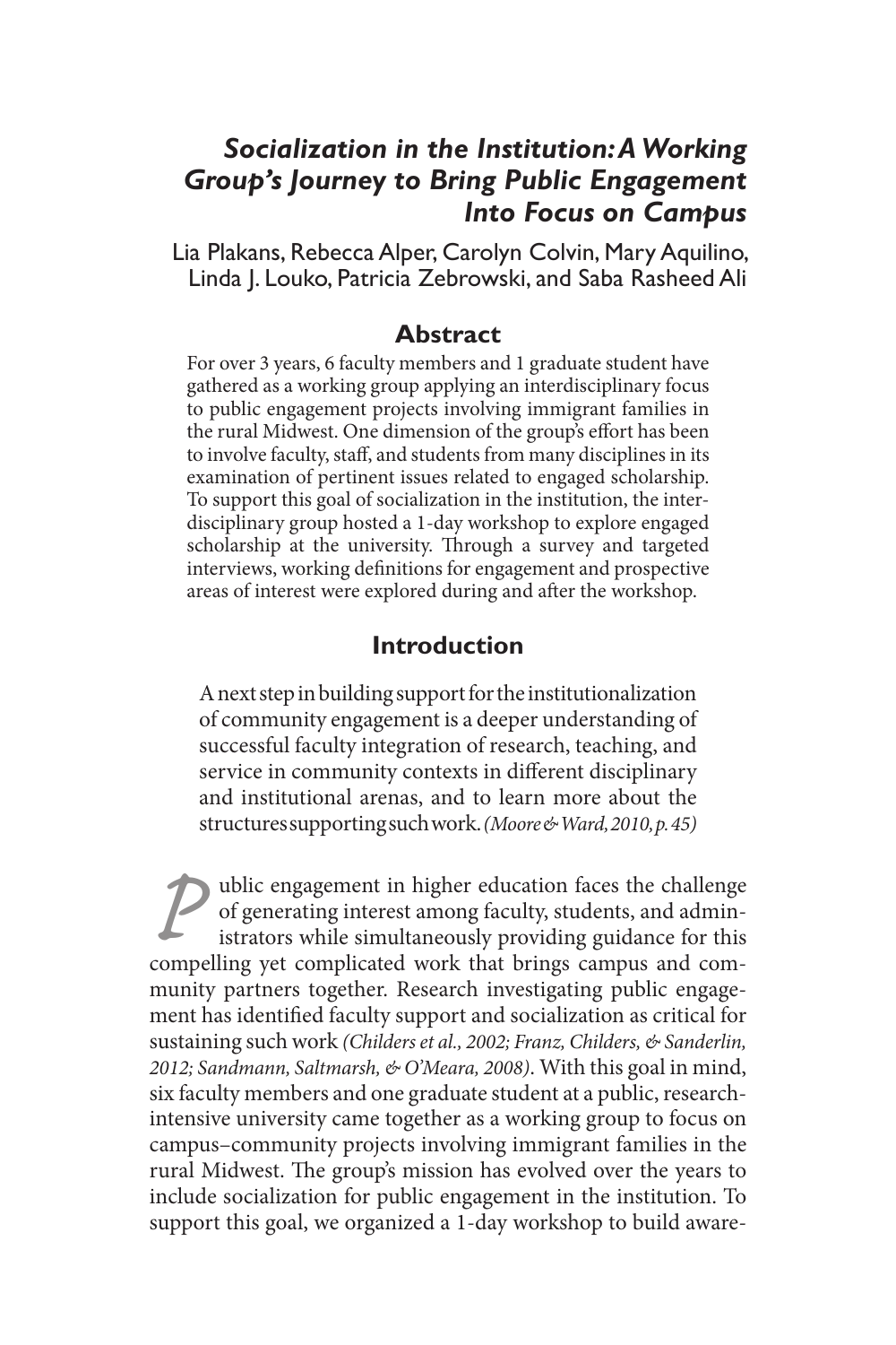# *Socialization in the Institution: A Working Group's Journey to Bring Public Engagement Into Focus on Campus*

Lia Plakans, Rebecca Alper, Carolyn Colvin, Mary Aquilino, Linda J. Louko, Patricia Zebrowski, and Saba Rasheed Ali

## Abstract

For over 3 years, 6 faculty members and 1 graduate student have gathered as a working group applying an interdisciplinary focus to public engagement projects involving immigrant families in the rural Midwest. One dimension of the group's effort has been to involve faculty, staff, and students from many disciplines in its examination of pertinent issues related to engaged scholarship. To support this goal of socialization in the institution, the interdisciplinary group hosted a 1-day workshop to explore engaged scholarship at the university. Through a survey and targeted interviews, working definitions for engagement and prospective areas of interest were explored during and after the workshop.

## Introduction

> A next step in building support for the institutionalization of community engagement is a deeper understanding of successful faculty integration of research, teaching, and service in community contexts in different disciplinary and institutional arenas, and to learn more about the structures supporting such work. *(Moore & Ward, 2010, p. 45)*

Public engagement in higher education faces the challenge of generating interest among faculty, students, and administrators while simultaneously providing guidance for this compelling yet complicated work that brings campus and community partners together. Research investigating public engagement has identified faculty support and socialization as critical for sustaining such work *(Childers et al., 2002; Franz, Childers, & Sanderlin, 2012; Sandmann, Saltmarsh, & O'Meara, 2008)*. With this goal in mind, six faculty members and one graduate student at a public, research-intensive university came together as a working group to focus on campus–community projects involving immigrant families in the rural Midwest. The group's mission has evolved over the years to include socialization for public engagement in the institution. To support this goal, we organized a 1-day workshop to build aware-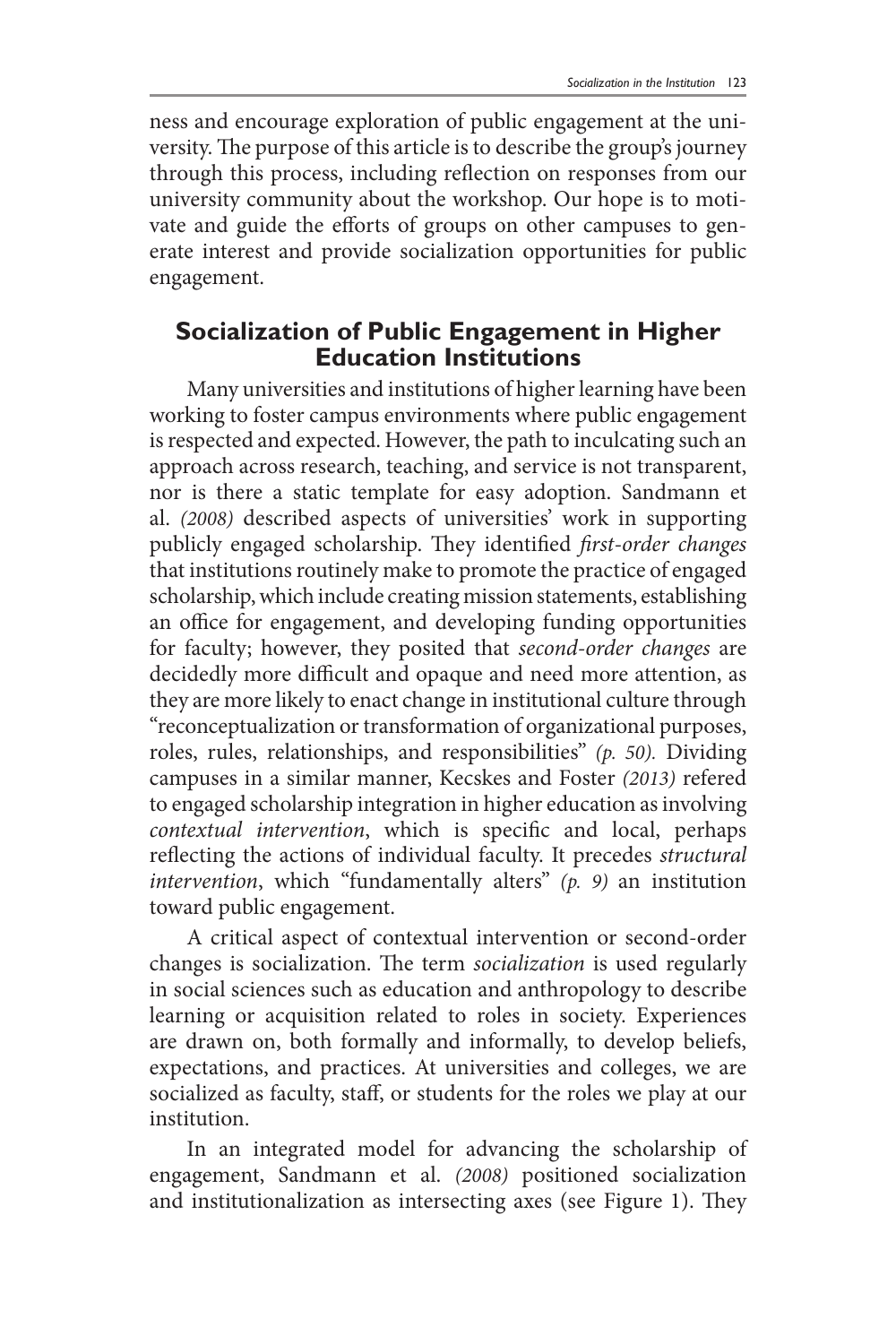ness and encourage exploration of public engagement at the university. The purpose of this article is to describe the group's journey through this process, including reflection on responses from our university community about the workshop. Our hope is to motivate and guide the efforts of groups on other campuses to generate interest and provide socialization opportunities for public engagement.

## Socialization of Public Engagement in Higher Education Institutions

Many universities and institutions of higher learning have been working to foster campus environments where public engagement is respected and expected. However, the path to inculcating such an approach across research, teaching, and service is not transparent, nor is there a static template for easy adoption. Sandmann et al. *(2008)* described aspects of universities' work in supporting publicly engaged scholarship. They identified *first-order changes* that institutions routinely make to promote the practice of engaged scholarship, which include creating mission statements, establishing an office for engagement, and developing funding opportunities for faculty; however, they posited that *second-order changes* are decidedly more difficult and opaque and need more attention, as they are more likely to enact change in institutional culture through "reconceptualization or transformation of organizational purposes, roles, rules, relationships, and responsibilities" *(p. 50).* Dividing campuses in a similar manner, Kecskes and Foster *(2013)* refered to engaged scholarship integration in higher education as involving *contextual intervention*, which is specific and local, perhaps reflecting the actions of individual faculty. It precedes *structural intervention*, which "fundamentally alters" *(p. 9)* an institution toward public engagement.

A critical aspect of contextual intervention or second-order changes is socialization. The term *socialization* is used regularly in social sciences such as education and anthropology to describe learning or acquisition related to roles in society. Experiences are drawn on, both formally and informally, to develop beliefs, expectations, and practices. At universities and colleges, we are socialized as faculty, staff, or students for the roles we play at our institution.

In an integrated model for advancing the scholarship of engagement, Sandmann et al. *(2008)* positioned socialization and institutionalization as intersecting axes (see Figure 1). They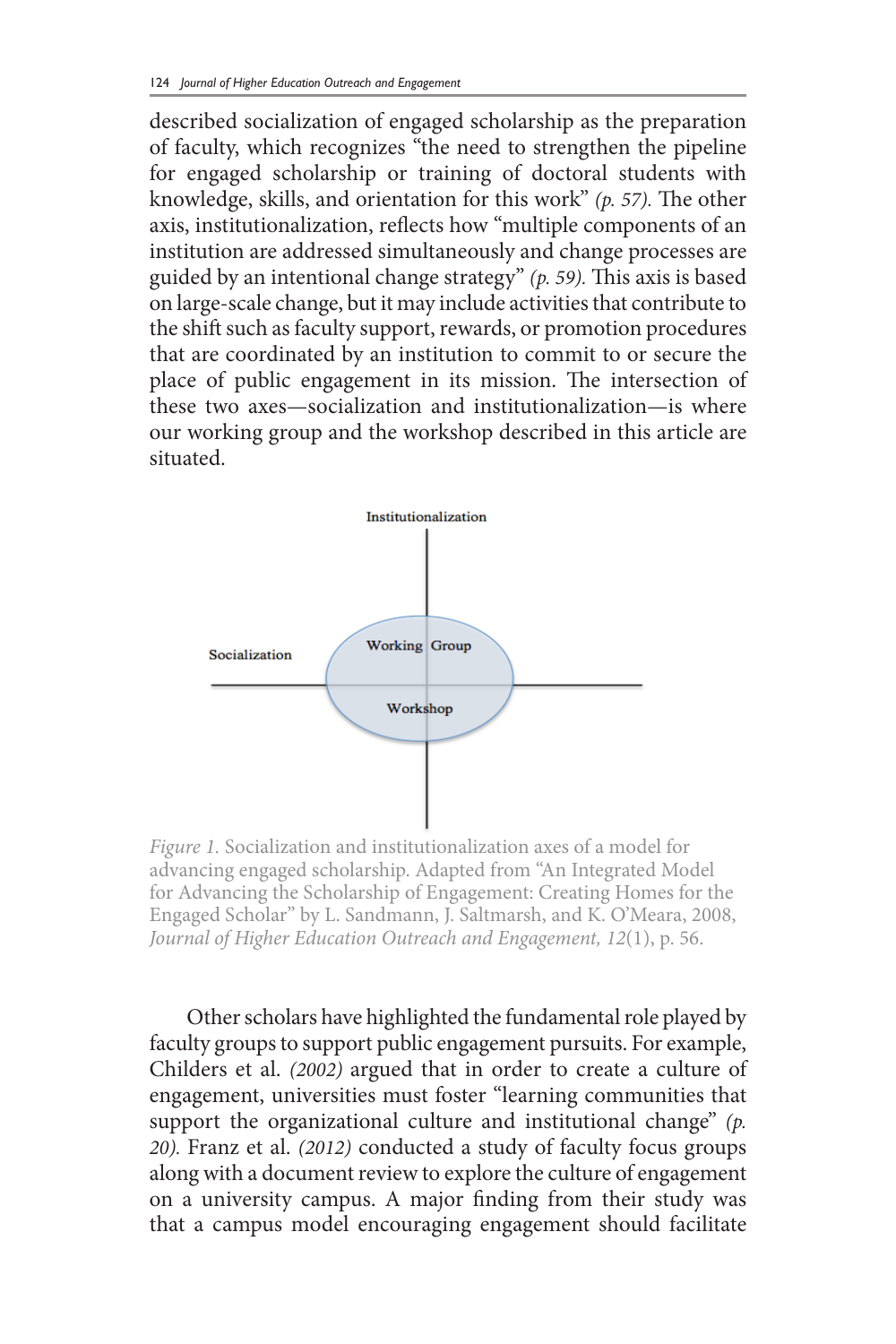described socialization of engaged scholarship as the preparation of faculty, which recognizes "the need to strengthen the pipeline for engaged scholarship or training of doctoral students with knowledge, skills, and orientation for this work" *(p. 57).* The other axis, institutionalization, reflects how "multiple components of an institution are addressed simultaneously and change processes are guided by an intentional change strategy" *(p. 59).* This axis is based on large-scale change, but it may include activities that contribute to the shift such as faculty support, rewards, or promotion procedures that are coordinated by an institution to commit to or secure the place of public engagement in its mission. The intersection of these two axes—socialization and institutionalization—is where our working group and the workshop described in this article are situated.

*Figure 1.* Socialization and institutionalization axes of a model for advancing engaged scholarship. Adapted from "An Integrated Model for Advancing the Scholarship of Engagement: Creating Homes for the Engaged Scholar" by L. Sandmann, J. Saltmarsh, and K. O'Meara, 2008, *Journal of Higher Education Outreach and Engagement, 12*(1), p. 56.

Other scholars have highlighted the fundamental role played by faculty groups to support public engagement pursuits. For example, Childers et al. *(2002)* argued that in order to create a culture of engagement, universities must foster "learning communities that support the organizational culture and institutional change" *(p. 20).* Franz et al. *(2012)* conducted a study of faculty focus groups along with a document review to explore the culture of engagement on a university campus. A major finding from their study was that a campus model encouraging engagement should facilitate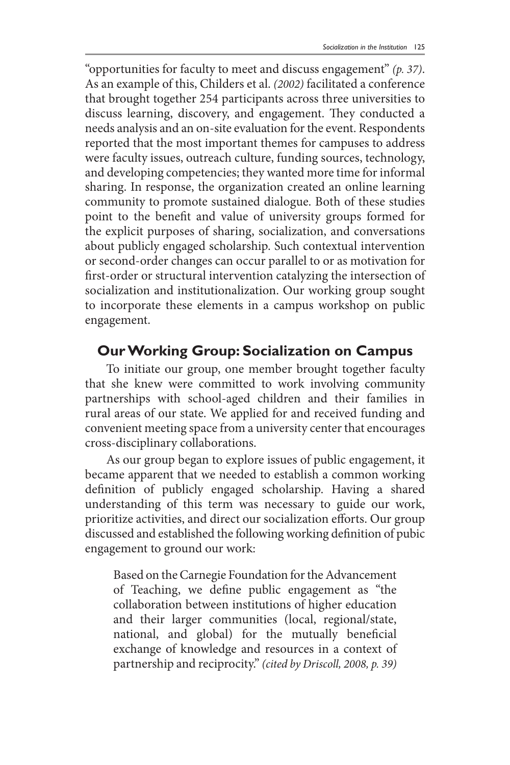"opportunities for faculty to meet and discuss engagement" *(p. 37)*. As an example of this, Childers et al. *(2002)* facilitated a conference that brought together 254 participants across three universities to discuss learning, discovery, and engagement. They conducted a needs analysis and an on-site evaluation for the event. Respondents reported that the most important themes for campuses to address were faculty issues, outreach culture, funding sources, technology, and developing competencies; they wanted more time for informal sharing. In response, the organization created an online learning community to promote sustained dialogue. Both of these studies point to the benefit and value of university groups formed for the explicit purposes of sharing, socialization, and conversations about publicly engaged scholarship. Such contextual intervention or second-order changes can occur parallel to or as motivation for first-order or structural intervention catalyzing the intersection of socialization and institutionalization. Our working group sought to incorporate these elements in a campus workshop on public engagement.

## Our Working Group: Socialization on Campus

To initiate our group, one member brought together faculty that she knew were committed to work involving community partnerships with school-aged children and their families in rural areas of our state. We applied for and received funding and convenient meeting space from a university center that encourages cross-disciplinary collaborations.

As our group began to explore issues of public engagement, it became apparent that we needed to establish a common working definition of publicly engaged scholarship. Having a shared understanding of this term was necessary to guide our work, prioritize activities, and direct our socialization efforts. Our group discussed and established the following working definition of pubic engagement to ground our work:

> Based on the Carnegie Foundation for the Advancement of Teaching, we define public engagement as "the collaboration between institutions of higher education and their larger communities (local, regional/state, national, and global) for the mutually beneficial exchange of knowledge and resources in a context of partnership and reciprocity." *(cited by Driscoll, 2008, p. 39)*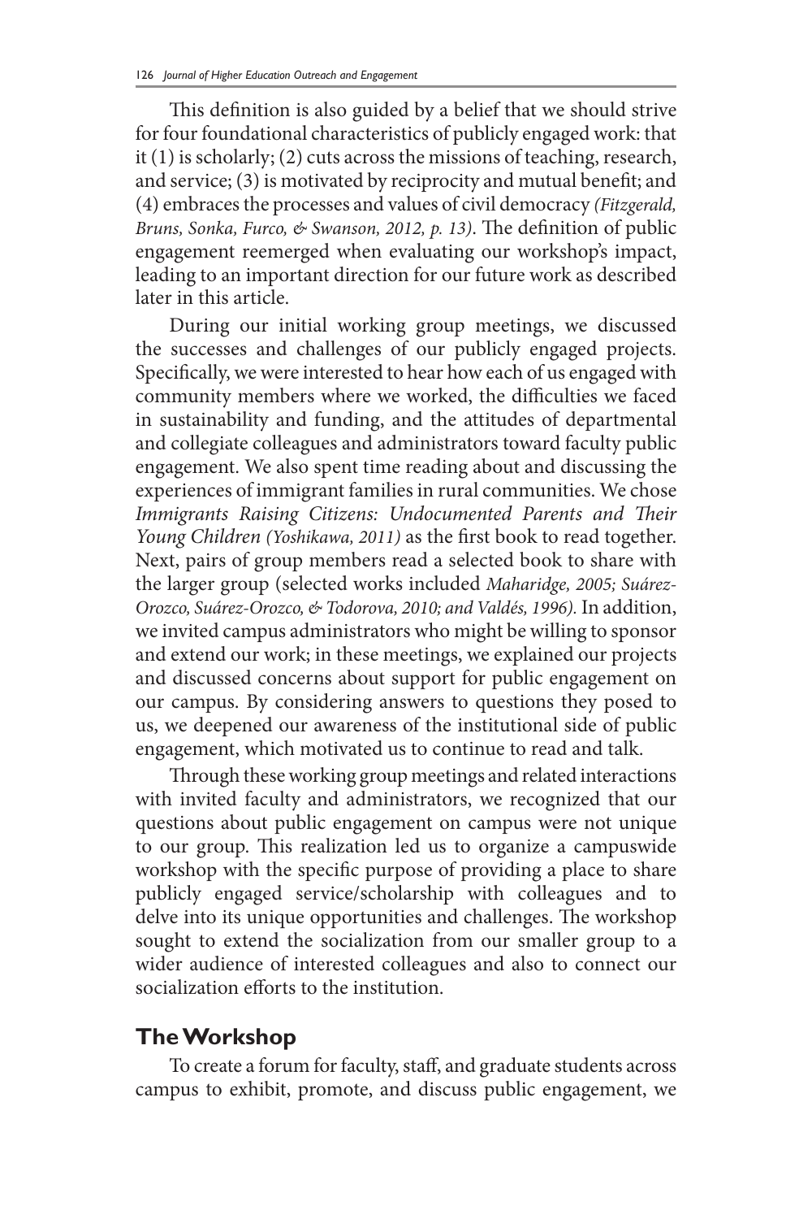This definition is also guided by a belief that we should strive for four foundational characteristics of publicly engaged work: that it (1) is scholarly; (2) cuts across the missions of teaching, research, and service; (3) is motivated by reciprocity and mutual benefit; and (4) embraces the processes and values of civil democracy *(Fitzgerald, Bruns, Sonka, Furco, & Swanson, 2012, p. 13)*. The definition of public engagement reemerged when evaluating our workshop's impact, leading to an important direction for our future work as described later in this article.

During our initial working group meetings, we discussed the successes and challenges of our publicly engaged projects. Specifically, we were interested to hear how each of us engaged with community members where we worked, the difficulties we faced in sustainability and funding, and the attitudes of departmental and collegiate colleagues and administrators toward faculty public engagement. We also spent time reading about and discussing the experiences of immigrant families in rural communities. We chose *Immigrants Raising Citizens: Undocumented Parents and Their Young Children (Yoshikawa, 2011)* as the first book to read together. Next, pairs of group members read a selected book to share with the larger group (selected works included *Maharidge, 2005; Suárez-Orozco, Suárez-Orozco, & Todorova, 2010; and Valdés, 1996).* In addition, we invited campus administrators who might be willing to sponsor and extend our work; in these meetings, we explained our projects and discussed concerns about support for public engagement on our campus. By considering answers to questions they posed to us, we deepened our awareness of the institutional side of public engagement, which motivated us to continue to read and talk.

Through these working group meetings and related interactions with invited faculty and administrators, we recognized that our questions about public engagement on campus were not unique to our group. This realization led us to organize a campuswide workshop with the specific purpose of providing a place to share publicly engaged service/scholarship with colleagues and to delve into its unique opportunities and challenges. The workshop sought to extend the socialization from our smaller group to a wider audience of interested colleagues and also to connect our socialization efforts to the institution.

## The Workshop

To create a forum for faculty, staff, and graduate students across campus to exhibit, promote, and discuss public engagement, we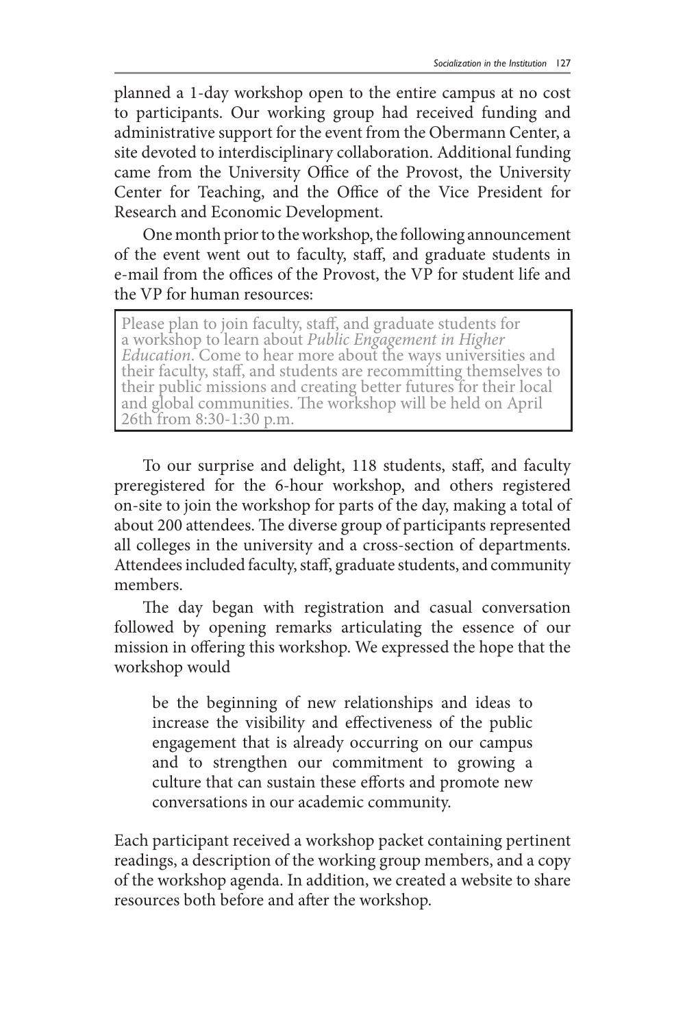planned a 1-day workshop open to the entire campus at no cost to participants. Our working group had received funding and administrative support for the event from the Obermann Center, a site devoted to interdisciplinary collaboration. Additional funding came from the University Office of the Provost, the University Center for Teaching, and the Office of the Vice President for Research and Economic Development.

One month prior to the workshop, the following announcement of the event went out to faculty, staff, and graduate students in e-mail from the offices of the Provost, the VP for student life and the VP for human resources:

> Please plan to join faculty, staff, and graduate students for a workshop to learn about *Public Engagement in Higher Education*. Come to hear more about the ways universities and their faculty, staff, and students are recommitting themselves to their public missions and creating better futures for their local and global communities. The workshop will be held on April 26th from 8:30-1:30 p.m.

To our surprise and delight, 118 students, staff, and faculty preregistered for the 6-hour workshop, and others registered on-site to join the workshop for parts of the day, making a total of about 200 attendees. The diverse group of participants represented all colleges in the university and a cross-section of departments. Attendees included faculty, staff, graduate students, and community members.

The day began with registration and casual conversation followed by opening remarks articulating the essence of our mission in offering this workshop. We expressed the hope that the workshop would

> be the beginning of new relationships and ideas to increase the visibility and effectiveness of the public engagement that is already occurring on our campus and to strengthen our commitment to growing a culture that can sustain these efforts and promote new conversations in our academic community.

Each participant received a workshop packet containing pertinent readings, a description of the working group members, and a copy of the workshop agenda. In addition, we created a website to share resources both before and after the workshop.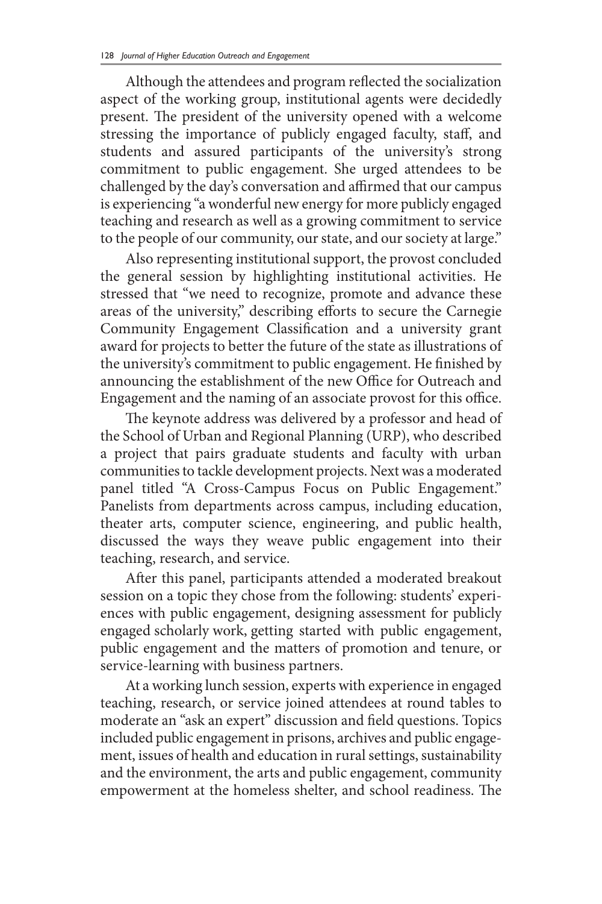Although the attendees and program reflected the socialization aspect of the working group, institutional agents were decidedly present. The president of the university opened with a welcome stressing the importance of publicly engaged faculty, staff, and students and assured participants of the university's strong commitment to public engagement. She urged attendees to be challenged by the day's conversation and affirmed that our campus is experiencing "a wonderful new energy for more publicly engaged teaching and research as well as a growing commitment to service to the people of our community, our state, and our society at large."

Also representing institutional support, the provost concluded the general session by highlighting institutional activities. He stressed that "we need to recognize, promote and advance these areas of the university," describing efforts to secure the Carnegie Community Engagement Classification and a university grant award for projects to better the future of the state as illustrations of the university's commitment to public engagement. He finished by announcing the establishment of the new Office for Outreach and Engagement and the naming of an associate provost for this office.

The keynote address was delivered by a professor and head of the School of Urban and Regional Planning (URP), who described a project that pairs graduate students and faculty with urban communities to tackle development projects. Next was a moderated panel titled "A Cross-Campus Focus on Public Engagement." Panelists from departments across campus, including education, theater arts, computer science, engineering, and public health, discussed the ways they weave public engagement into their teaching, research, and service.

After this panel, participants attended a moderated breakout session on a topic they chose from the following: students' experiences with public engagement, designing assessment for publicly engaged scholarly work, getting started with public engagement, public engagement and the matters of promotion and tenure, or service-learning with business partners.

At a working lunch session, experts with experience in engaged teaching, research, or service joined attendees at round tables to moderate an "ask an expert" discussion and field questions. Topics included public engagement in prisons, archives and public engagement, issues of health and education in rural settings, sustainability and the environment, the arts and public engagement, community empowerment at the homeless shelter, and school readiness. The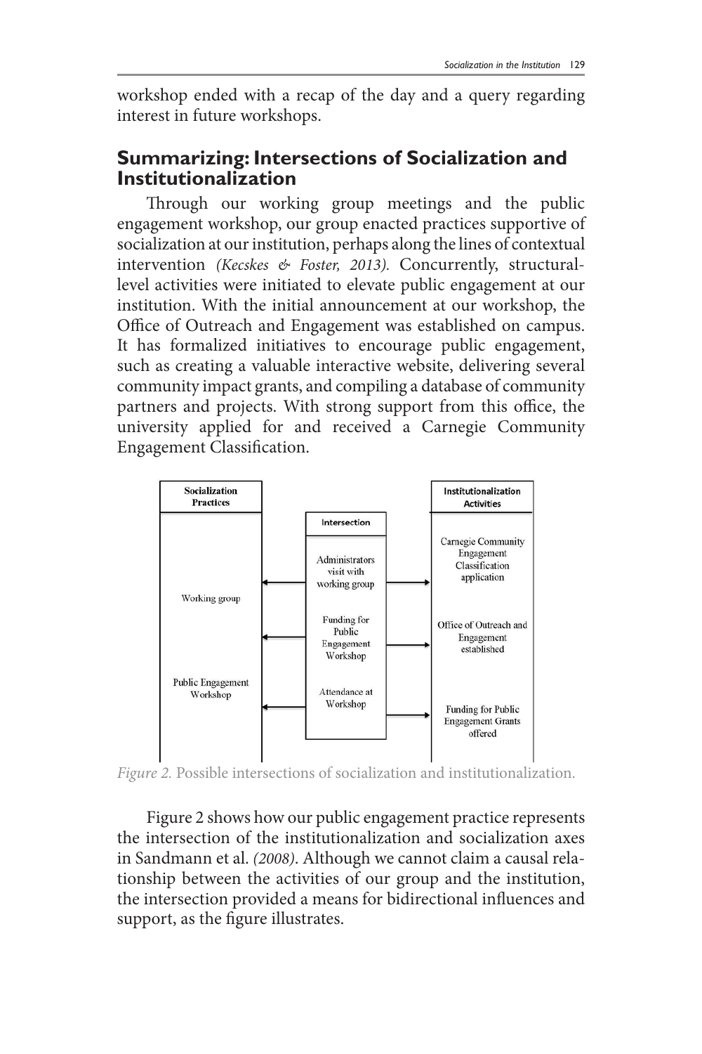workshop ended with a recap of the day and a query regarding interest in future workshops.

## Summarizing: Intersections of Socialization and Institutionalization

Through our working group meetings and the public engagement workshop, our group enacted practices supportive of socialization at our institution, perhaps along the lines of contextual intervention *(Kecskes & Foster, 2013).* Concurrently, structural-level activities were initiated to elevate public engagement at our institution. With the initial announcement at our workshop, the Office of Outreach and Engagement was established on campus. It has formalized initiatives to encourage public engagement, such as creating a valuable interactive website, delivering several community impact grants, and compiling a database of community partners and projects. With strong support from this office, the university applied for and received a Carnegie Community Engagement Classification.

| Socialization Practices | Intersection | Institutionalization Activities |
|---|---|---|
| | Administrators visit with working group | Carnegie Community Engagement Classification application |
| Working group | Funding for Public Engagement Workshop | Office of Outreach and Engagement established |
| Public Engagement Workshop | Attendance at Workshop | Funding for Public Engagement Grants offered |

*Figure 2.* Possible intersections of socialization and institutionalization.

Figure 2 shows how our public engagement practice represents the intersection of the institutionalization and socialization axes in Sandmann et al. *(2008)*. Although we cannot claim a causal relationship between the activities of our group and the institution, the intersection provided a means for bidirectional influences and support, as the figure illustrates.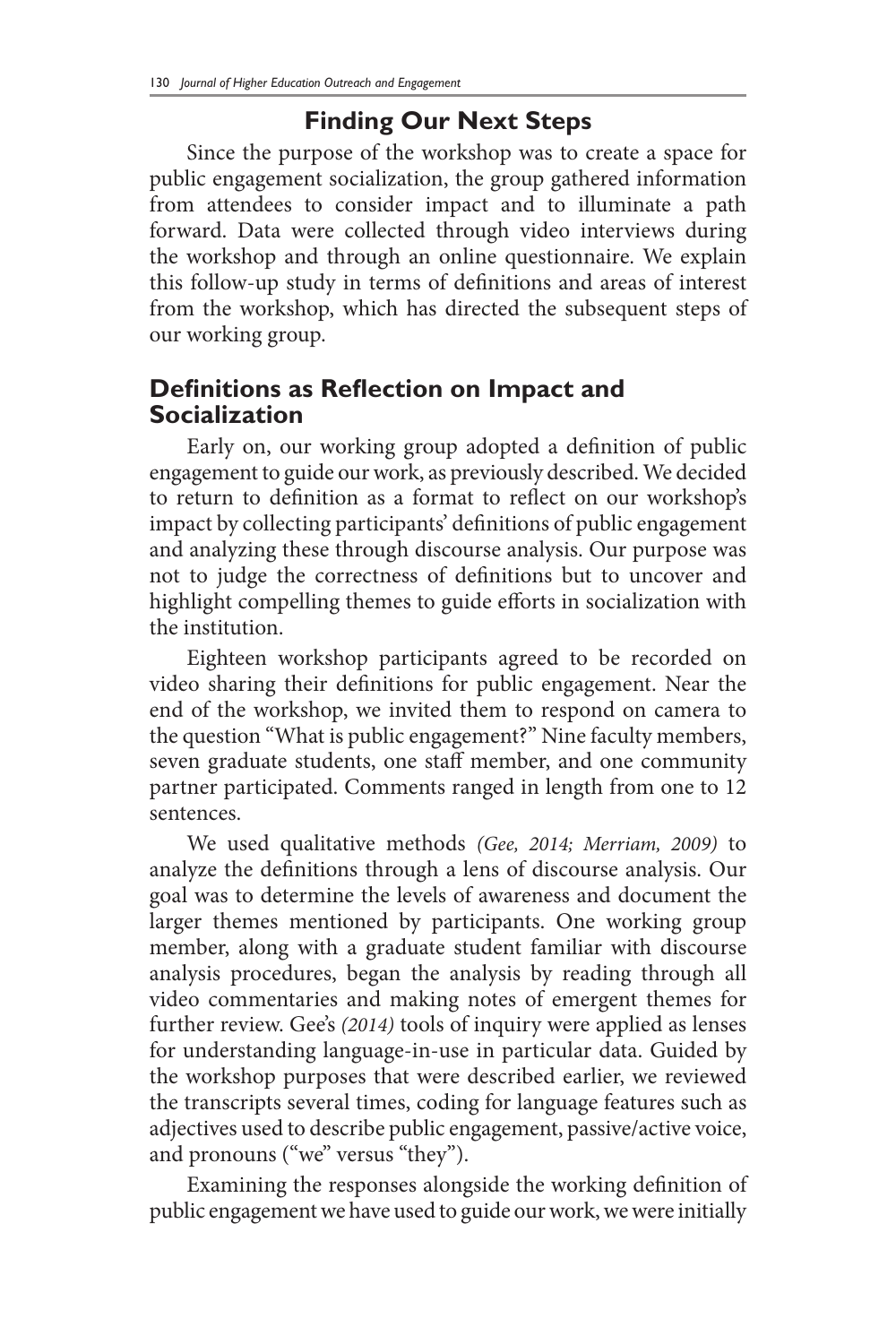## Finding Our Next Steps

Since the purpose of the workshop was to create a space for public engagement socialization, the group gathered information from attendees to consider impact and to illuminate a path forward. Data were collected through video interviews during the workshop and through an online questionnaire. We explain this follow-up study in terms of definitions and areas of interest from the workshop, which has directed the subsequent steps of our working group.

### Definitions as Reflection on Impact and Socialization

Early on, our working group adopted a definition of public engagement to guide our work, as previously described. We decided to return to definition as a format to reflect on our workshop's impact by collecting participants' definitions of public engagement and analyzing these through discourse analysis. Our purpose was not to judge the correctness of definitions but to uncover and highlight compelling themes to guide efforts in socialization with the institution.

Eighteen workshop participants agreed to be recorded on video sharing their definitions for public engagement. Near the end of the workshop, we invited them to respond on camera to the question "What is public engagement?" Nine faculty members, seven graduate students, one staff member, and one community partner participated. Comments ranged in length from one to 12 sentences.

We used qualitative methods *(Gee, 2014; Merriam, 2009)* to analyze the definitions through a lens of discourse analysis. Our goal was to determine the levels of awareness and document the larger themes mentioned by participants. One working group member, along with a graduate student familiar with discourse analysis procedures, began the analysis by reading through all video commentaries and making notes of emergent themes for further review. Gee's *(2014)* tools of inquiry were applied as lenses for understanding language-in-use in particular data. Guided by the workshop purposes that were described earlier, we reviewed the transcripts several times, coding for language features such as adjectives used to describe public engagement, passive/active voice, and pronouns ("we" versus "they").

Examining the responses alongside the working definition of public engagement we have used to guide our work, we were initially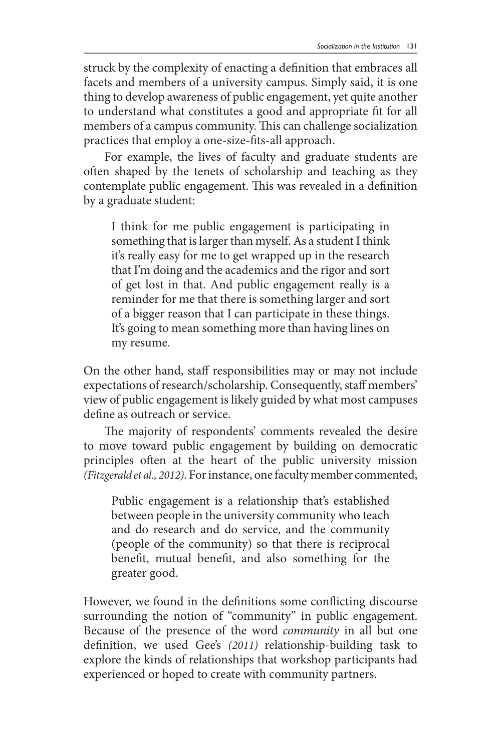struck by the complexity of enacting a definition that embraces all facets and members of a university campus. Simply said, it is one thing to develop awareness of public engagement, yet quite another to understand what constitutes a good and appropriate fit for all members of a campus community. This can challenge socialization practices that employ a one-size-fits-all approach.

For example, the lives of faculty and graduate students are often shaped by the tenets of scholarship and teaching as they contemplate public engagement. This was revealed in a definition by a graduate student:

> I think for me public engagement is participating in something that is larger than myself. As a student I think it's really easy for me to get wrapped up in the research that I'm doing and the academics and the rigor and sort of get lost in that. And public engagement really is a reminder for me that there is something larger and sort of a bigger reason that I can participate in these things. It's going to mean something more than having lines on my resume.

On the other hand, staff responsibilities may or may not include expectations of research/scholarship. Consequently, staff members' view of public engagement is likely guided by what most campuses define as outreach or service.

The majority of respondents' comments revealed the desire to move toward public engagement by building on democratic principles often at the heart of the public university mission *(Fitzgerald et al., 2012)*. For instance, one faculty member commented,

> Public engagement is a relationship that's established between people in the university community who teach and do research and do service, and the community (people of the community) so that there is reciprocal benefit, mutual benefit, and also something for the greater good.

However, we found in the definitions some conflicting discourse surrounding the notion of "community" in public engagement. Because of the presence of the word *community* in all but one definition, we used Gee's *(2011)* relationship-building task to explore the kinds of relationships that workshop participants had experienced or hoped to create with community partners.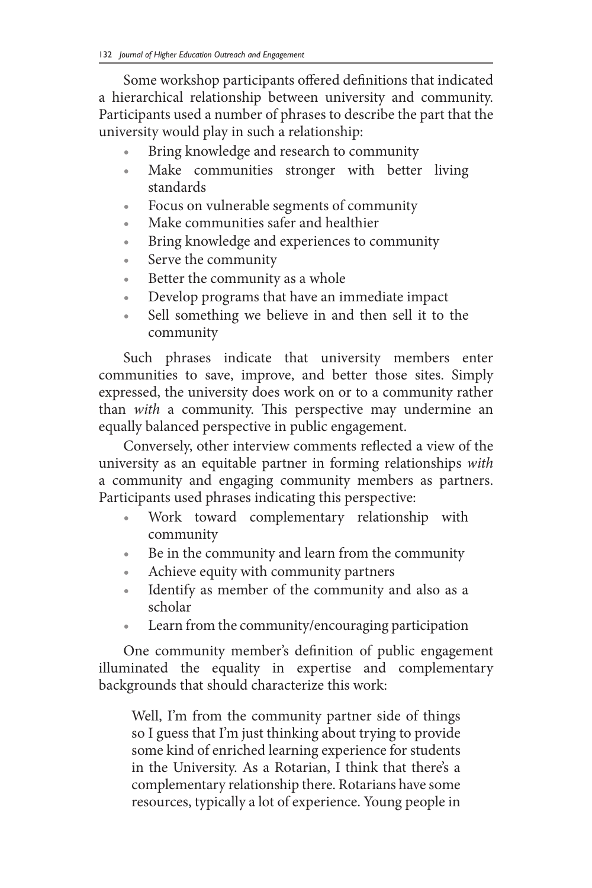Some workshop participants offered definitions that indicated a hierarchical relationship between university and community. Participants used a number of phrases to describe the part that the university would play in such a relationship:

- Bring knowledge and research to community
- Make communities stronger with better living standards
- Focus on vulnerable segments of community
- Make communities safer and healthier
- Bring knowledge and experiences to community
- Serve the community
- Better the community as a whole
- Develop programs that have an immediate impact
- Sell something we believe in and then sell it to the community

Such phrases indicate that university members enter communities to save, improve, and better those sites. Simply expressed, the university does work on or to a community rather than *with* a community. This perspective may undermine an equally balanced perspective in public engagement.

Conversely, other interview comments reflected a view of the university as an equitable partner in forming relationships *with* a community and engaging community members as partners. Participants used phrases indicating this perspective:

- Work toward complementary relationship with community
- Be in the community and learn from the community
- Achieve equity with community partners
- Identify as member of the community and also as a scholar
- Learn from the community/encouraging participation

One community member's definition of public engagement illuminated the equality in expertise and complementary backgrounds that should characterize this work:

> Well, I'm from the community partner side of things so I guess that I'm just thinking about trying to provide some kind of enriched learning experience for students in the University. As a Rotarian, I think that there's a complementary relationship there. Rotarians have some resources, typically a lot of experience. Young people in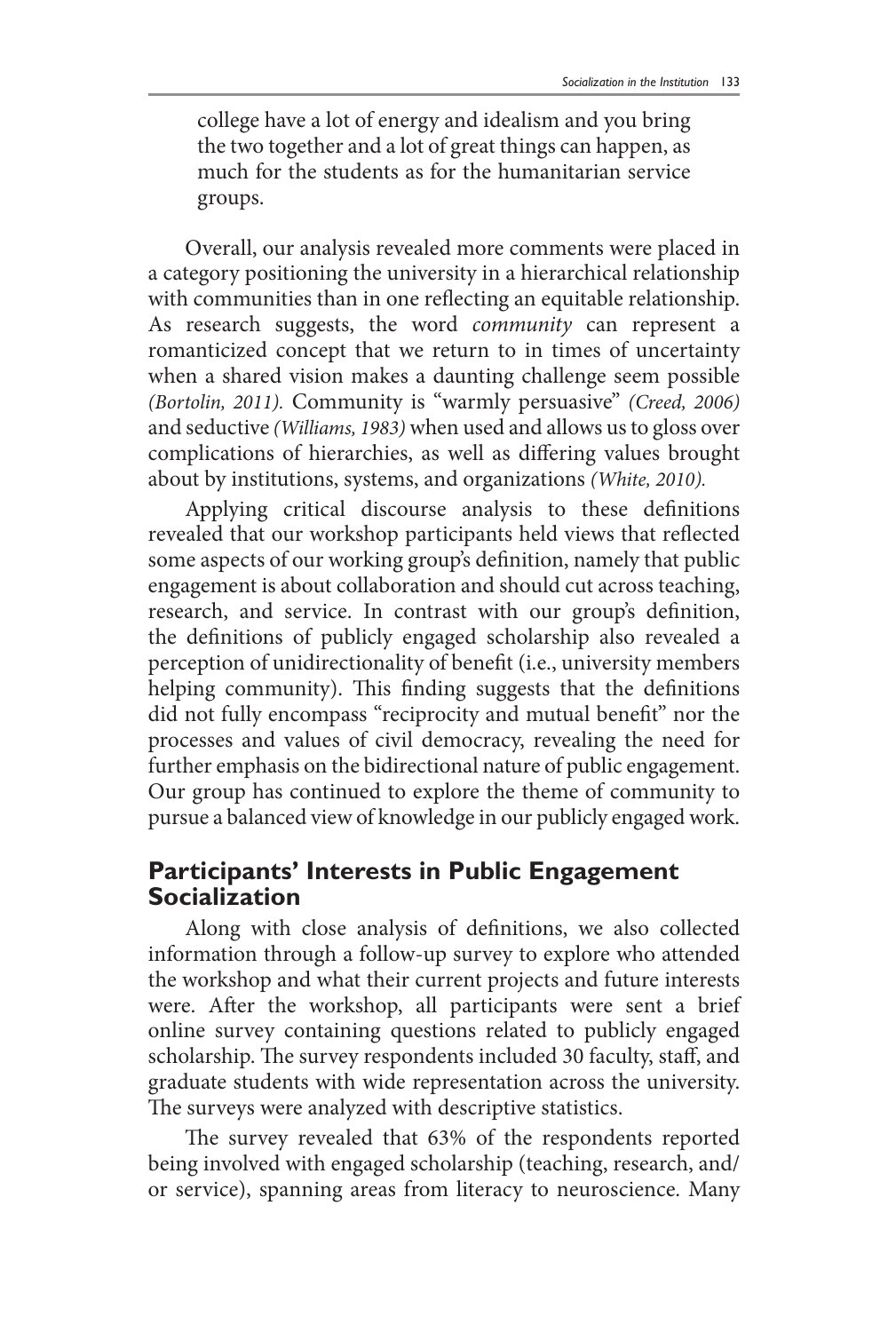> college have a lot of energy and idealism and you bring the two together and a lot of great things can happen, as much for the students as for the humanitarian service groups.

Overall, our analysis revealed more comments were placed in a category positioning the university in a hierarchical relationship with communities than in one reflecting an equitable relationship. As research suggests, the word *community* can represent a romanticized concept that we return to in times of uncertainty when a shared vision makes a daunting challenge seem possible *(Bortolin, 2011).* Community is "warmly persuasive" *(Creed, 2006)* and seductive *(Williams, 1983)* when used and allows us to gloss over complications of hierarchies, as well as differing values brought about by institutions, systems, and organizations *(White, 2010).*

Applying critical discourse analysis to these definitions revealed that our workshop participants held views that reflected some aspects of our working group's definition, namely that public engagement is about collaboration and should cut across teaching, research, and service. In contrast with our group's definition, the definitions of publicly engaged scholarship also revealed a perception of unidirectionality of benefit (i.e., university members helping community). This finding suggests that the definitions did not fully encompass "reciprocity and mutual benefit" nor the processes and values of civil democracy, revealing the need for further emphasis on the bidirectional nature of public engagement. Our group has continued to explore the theme of community to pursue a balanced view of knowledge in our publicly engaged work.

## Participants' Interests in Public Engagement Socialization

Along with close analysis of definitions, we also collected information through a follow-up survey to explore who attended the workshop and what their current projects and future interests were. After the workshop, all participants were sent a brief online survey containing questions related to publicly engaged scholarship. The survey respondents included 30 faculty, staff, and graduate students with wide representation across the university. The surveys were analyzed with descriptive statistics.

The survey revealed that 63% of the respondents reported being involved with engaged scholarship (teaching, research, and/or service), spanning areas from literacy to neuroscience. Many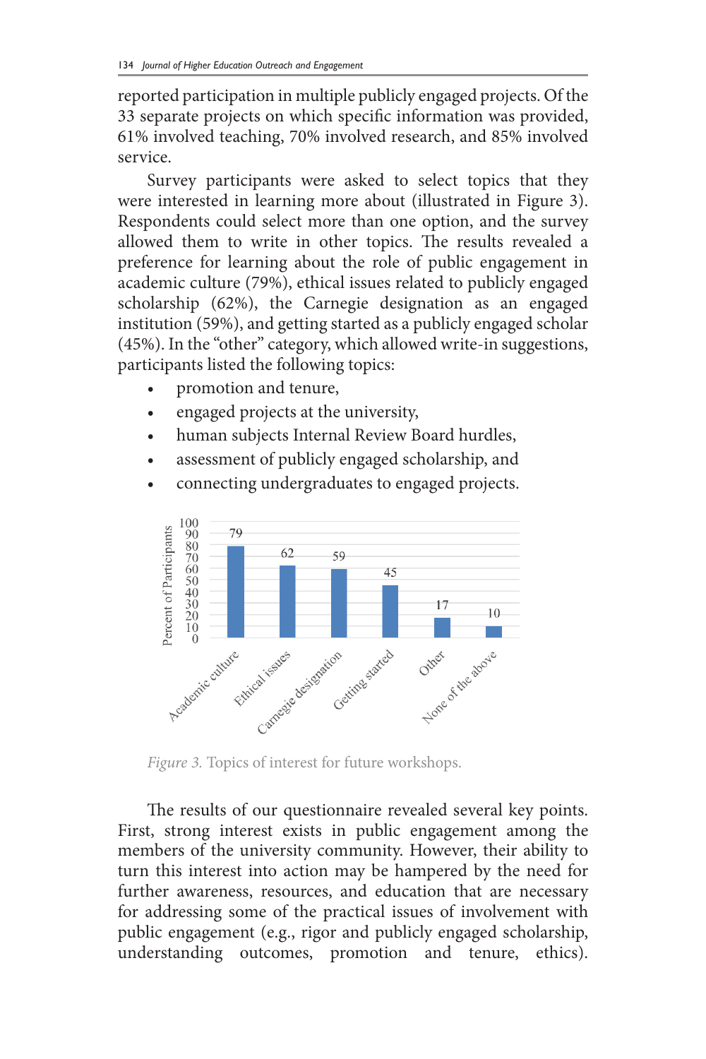reported participation in multiple publicly engaged projects. Of the 33 separate projects on which specific information was provided, 61% involved teaching, 70% involved research, and 85% involved service.

Survey participants were asked to select topics that they were interested in learning more about (illustrated in Figure 3). Respondents could select more than one option, and the survey allowed them to write in other topics. The results revealed a preference for learning about the role of public engagement in academic culture (79%), ethical issues related to publicly engaged scholarship (62%), the Carnegie designation as an engaged institution (59%), and getting started as a publicly engaged scholar (45%). In the "other" category, which allowed write-in suggestions, participants listed the following topics:

- promotion and tenure,
- engaged projects at the university,
- human subjects Internal Review Board hurdles,
- assessment of publicly engaged scholarship, and
- connecting undergraduates to engaged projects.

| Topic | Percent of Participants |
|---|---|
| Academic culture | 79 |
| Ethical issues | 62 |
| Carnegie designation | 59 |
| Getting started | 45 |
| Other | 17 |
| None of the above | 10 |

*Figure 3.* Topics of interest for future workshops.

The results of our questionnaire revealed several key points. First, strong interest exists in public engagement among the members of the university community. However, their ability to turn this interest into action may be hampered by the need for further awareness, resources, and education that are necessary for addressing some of the practical issues of involvement with public engagement (e.g., rigor and publicly engaged scholarship, understanding outcomes, promotion and tenure, ethics).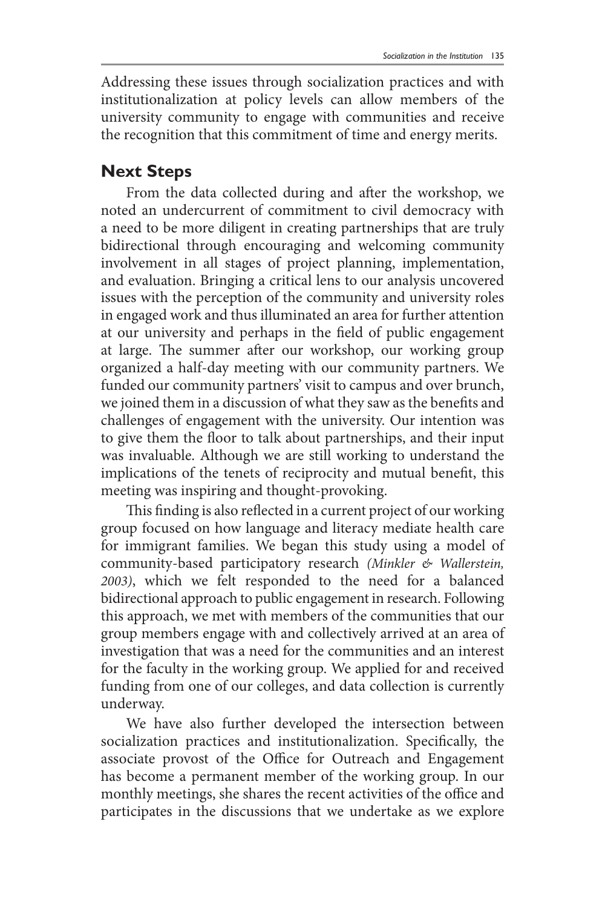Addressing these issues through socialization practices and with institutionalization at policy levels can allow members of the university community to engage with communities and receive the recognition that this commitment of time and energy merits.

## Next Steps

From the data collected during and after the workshop, we noted an undercurrent of commitment to civil democracy with a need to be more diligent in creating partnerships that are truly bidirectional through encouraging and welcoming community involvement in all stages of project planning, implementation, and evaluation. Bringing a critical lens to our analysis uncovered issues with the perception of the community and university roles in engaged work and thus illuminated an area for further attention at our university and perhaps in the field of public engagement at large. The summer after our workshop, our working group organized a half-day meeting with our community partners. We funded our community partners' visit to campus and over brunch, we joined them in a discussion of what they saw as the benefits and challenges of engagement with the university. Our intention was to give them the floor to talk about partnerships, and their input was invaluable. Although we are still working to understand the implications of the tenets of reciprocity and mutual benefit, this meeting was inspiring and thought-provoking.

This finding is also reflected in a current project of our working group focused on how language and literacy mediate health care for immigrant families. We began this study using a model of community-based participatory research *(Minkler & Wallerstein, 2003)*, which we felt responded to the need for a balanced bidirectional approach to public engagement in research. Following this approach, we met with members of the communities that our group members engage with and collectively arrived at an area of investigation that was a need for the communities and an interest for the faculty in the working group. We applied for and received funding from one of our colleges, and data collection is currently underway.

We have also further developed the intersection between socialization practices and institutionalization. Specifically, the associate provost of the Office for Outreach and Engagement has become a permanent member of the working group. In our monthly meetings, she shares the recent activities of the office and participates in the discussions that we undertake as we explore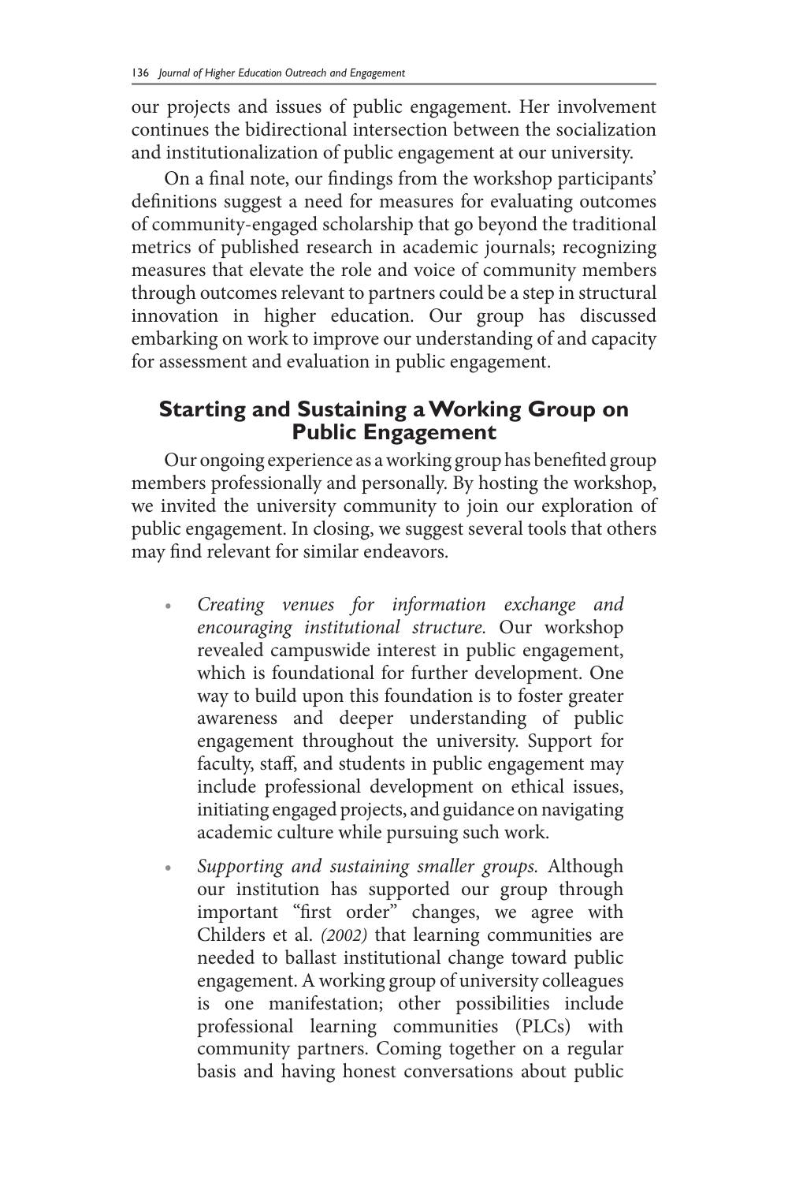our projects and issues of public engagement. Her involvement continues the bidirectional intersection between the socialization and institutionalization of public engagement at our university.

On a final note, our findings from the workshop participants' definitions suggest a need for measures for evaluating outcomes of community-engaged scholarship that go beyond the traditional metrics of published research in academic journals; recognizing measures that elevate the role and voice of community members through outcomes relevant to partners could be a step in structural innovation in higher education. Our group has discussed embarking on work to improve our understanding of and capacity for assessment and evaluation in public engagement.

## Starting and Sustaining a Working Group on Public Engagement

Our ongoing experience as a working group has benefited group members professionally and personally. By hosting the workshop, we invited the university community to join our exploration of public engagement. In closing, we suggest several tools that others may find relevant for similar endeavors.

- *Creating venues for information exchange and encouraging institutional structure.* Our workshop revealed campuswide interest in public engagement, which is foundational for further development. One way to build upon this foundation is to foster greater awareness and deeper understanding of public engagement throughout the university. Support for faculty, staff, and students in public engagement may include professional development on ethical issues, initiating engaged projects, and guidance on navigating academic culture while pursuing such work.
- *Supporting and sustaining smaller groups.* Although our institution has supported our group through important "first order" changes, we agree with Childers et al. *(2002)* that learning communities are needed to ballast institutional change toward public engagement. A working group of university colleagues is one manifestation; other possibilities include professional learning communities (PLCs) with community partners. Coming together on a regular basis and having honest conversations about public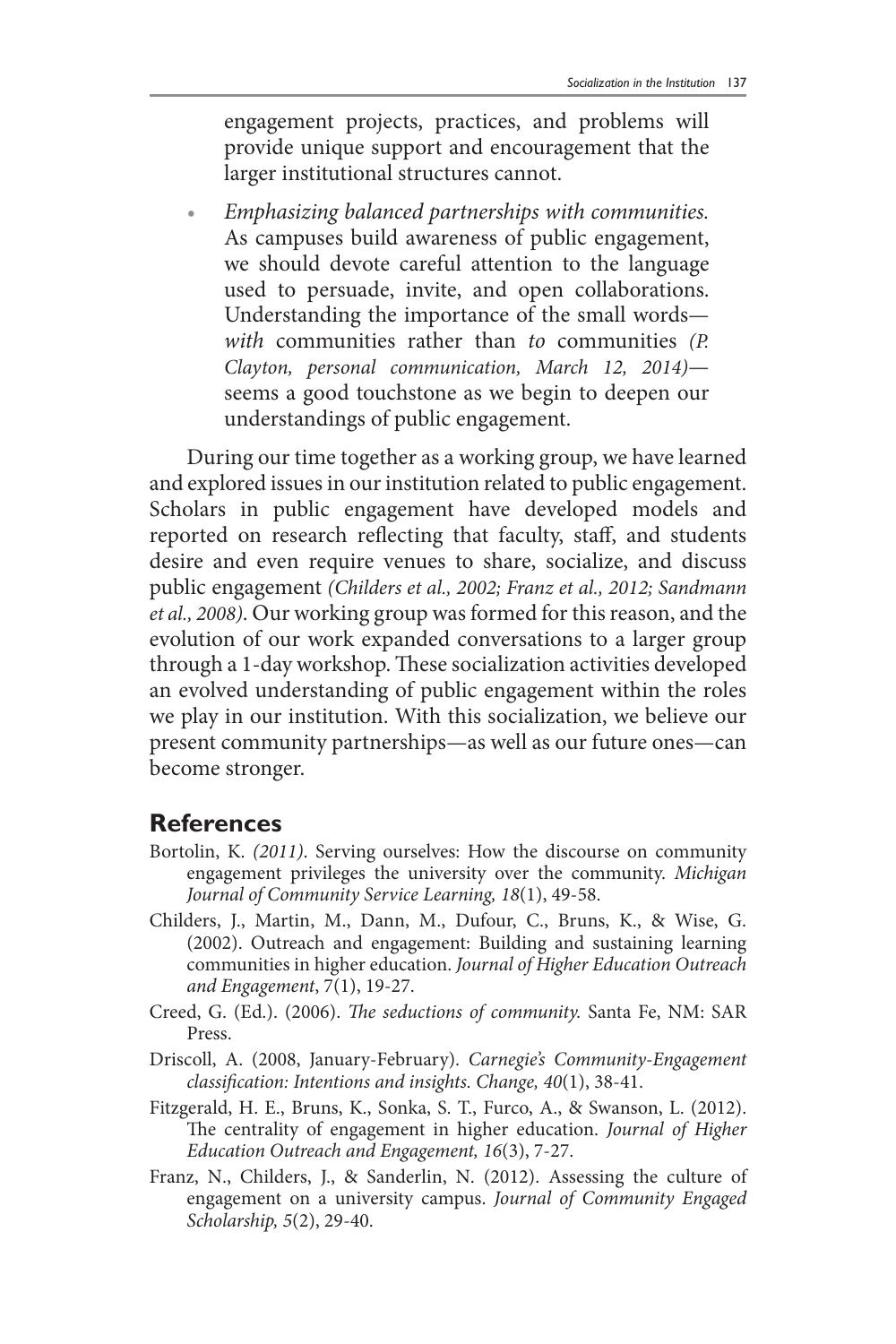engagement projects, practices, and problems will provide unique support and encouragement that the larger institutional structures cannot.

- *Emphasizing balanced partnerships with communities.* As campuses build awareness of public engagement, we should devote careful attention to the language used to persuade, invite, and open collaborations. Understanding the importance of the small words—*with* communities rather than *to* communities *(P. Clayton, personal communication, March 12, 2014)*—seems a good touchstone as we begin to deepen our understandings of public engagement.

During our time together as a working group, we have learned and explored issues in our institution related to public engagement. Scholars in public engagement have developed models and reported on research reflecting that faculty, staff, and students desire and even require venues to share, socialize, and discuss public engagement *(Childers et al., 2002; Franz et al., 2012; Sandmann et al., 2008)*. Our working group was formed for this reason, and the evolution of our work expanded conversations to a larger group through a 1-day workshop. These socialization activities developed an evolved understanding of public engagement within the roles we play in our institution. With this socialization, we believe our present community partnerships—as well as our future ones—can become stronger.

## References

Bortolin, K. *(2011)*. Serving ourselves: How the discourse on community engagement privileges the university over the community. *Michigan Journal of Community Service Learning, 18*(1), 49-58.

Childers, J., Martin, M., Dann, M., Dufour, C., Bruns, K., & Wise, G. (2002). Outreach and engagement: Building and sustaining learning communities in higher education. *Journal of Higher Education Outreach and Engagement*, 7(1), 19-27.

Creed, G. (Ed.). (2006). *The seductions of community.* Santa Fe, NM: SAR Press.

Driscoll, A. (2008, January-February). *Carnegie's Community-Engagement classification: Intentions and insights. Change, 40*(1), 38-41.

Fitzgerald, H. E., Bruns, K., Sonka, S. T., Furco, A., & Swanson, L. (2012). The centrality of engagement in higher education. *Journal of Higher Education Outreach and Engagement, 16*(3), 7-27.

Franz, N., Childers, J., & Sanderlin, N. (2012). Assessing the culture of engagement on a university campus. *Journal of Community Engaged Scholarship, 5*(2), 29-40.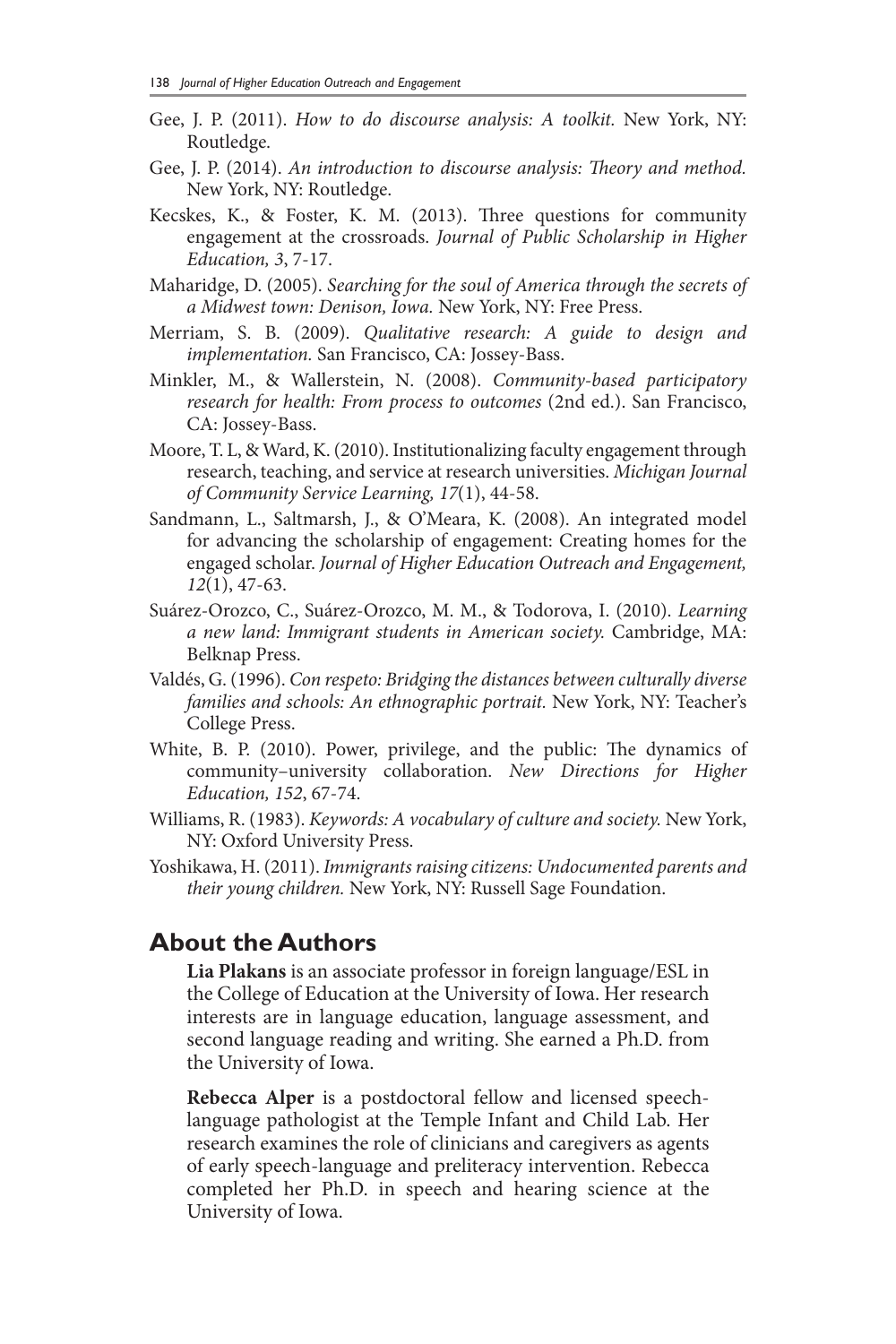Gee, J. P. (2011). *How to do discourse analysis: A toolkit.* New York, NY: Routledge.

Gee, J. P. (2014). *An introduction to discourse analysis: Theory and method.* New York, NY: Routledge.

Kecskes, K., & Foster, K. M. (2013). Three questions for community engagement at the crossroads. *Journal of Public Scholarship in Higher Education, 3*, 7-17.

Maharidge, D. (2005). *Searching for the soul of America through the secrets of a Midwest town: Denison, Iowa.* New York, NY: Free Press.

Merriam, S. B. (2009). *Qualitative research: A guide to design and implementation.* San Francisco, CA: Jossey-Bass.

Minkler, M., & Wallerstein, N. (2008). *Community-based participatory research for health: From process to outcomes* (2nd ed.). San Francisco, CA: Jossey-Bass.

Moore, T. L, & Ward, K. (2010). Institutionalizing faculty engagement through research, teaching, and service at research universities. *Michigan Journal of Community Service Learning, 17*(1), 44-58.

Sandmann, L., Saltmarsh, J., & O'Meara, K. (2008). An integrated model for advancing the scholarship of engagement: Creating homes for the engaged scholar. *Journal of Higher Education Outreach and Engagement, 12*(1), 47-63.

Suárez-Orozco, C., Suárez-Orozco, M. M., & Todorova, I. (2010). *Learning a new land: Immigrant students in American society.* Cambridge, MA: Belknap Press.

Valdés, G. (1996). *Con respeto: Bridging the distances between culturally diverse families and schools: An ethnographic portrait.* New York, NY: Teacher's College Press.

White, B. P. (2010). Power, privilege, and the public: The dynamics of community–university collaboration. *New Directions for Higher Education, 152*, 67-74.

Williams, R. (1983). *Keywords: A vocabulary of culture and society.* New York, NY: Oxford University Press.

Yoshikawa, H. (2011). *Immigrants raising citizens: Undocumented parents and their young children.* New York, NY: Russell Sage Foundation.

## About the Authors

**Lia Plakans** is an associate professor in foreign language/ESL in the College of Education at the University of Iowa. Her research interests are in language education, language assessment, and second language reading and writing. She earned a Ph.D. from the University of Iowa.

**Rebecca Alper** is a postdoctoral fellow and licensed speech-language pathologist at the Temple Infant and Child Lab. Her research examines the role of clinicians and caregivers as agents of early speech-language and preliteracy intervention. Rebecca completed her Ph.D. in speech and hearing science at the University of Iowa.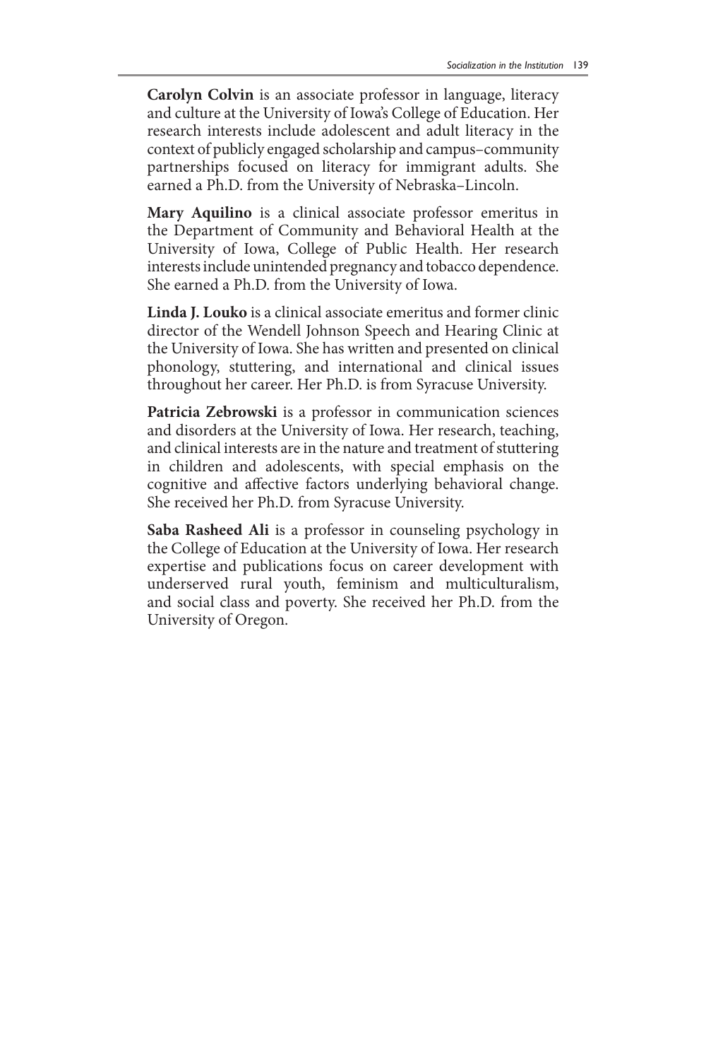**Carolyn Colvin** is an associate professor in language, literacy and culture at the University of Iowa's College of Education. Her research interests include adolescent and adult literacy in the context of publicly engaged scholarship and campus–community partnerships focused on literacy for immigrant adults. She earned a Ph.D. from the University of Nebraska–Lincoln.

**Mary Aquilino** is a clinical associate professor emeritus in the Department of Community and Behavioral Health at the University of Iowa, College of Public Health. Her research interests include unintended pregnancy and tobacco dependence. She earned a Ph.D. from the University of Iowa.

**Linda J. Louko** is a clinical associate emeritus and former clinic director of the Wendell Johnson Speech and Hearing Clinic at the University of Iowa. She has written and presented on clinical phonology, stuttering, and international and clinical issues throughout her career. Her Ph.D. is from Syracuse University.

**Patricia Zebrowski** is a professor in communication sciences and disorders at the University of Iowa. Her research, teaching, and clinical interests are in the nature and treatment of stuttering in children and adolescents, with special emphasis on the cognitive and affective factors underlying behavioral change. She received her Ph.D. from Syracuse University.

**Saba Rasheed Ali** is a professor in counseling psychology in the College of Education at the University of Iowa. Her research expertise and publications focus on career development with underserved rural youth, feminism and multiculturalism, and social class and poverty. She received her Ph.D. from the University of Oregon.